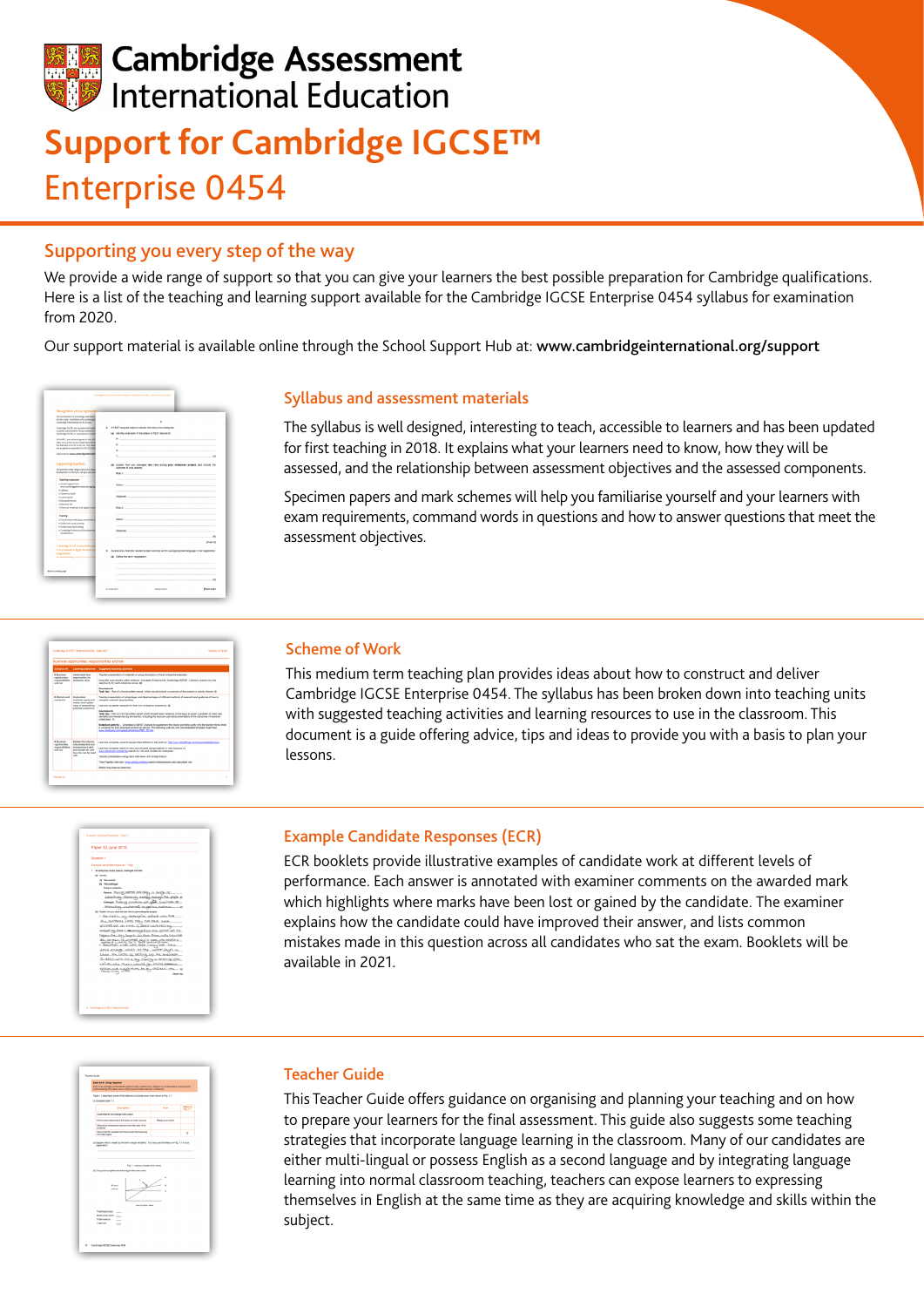# Cambridge Assessment International Education

# Support for Cambridge IGCSE™ Enterprise 0454

## Supporting you every step of the way

We provide a wide range of support so that you can give your learners the best possible preparation for Cambridge qualifications. Here is a list of the teaching and learning support available for the Cambridge IGCSE Enterprise 0454 syllabus for examination from 2020.

Our support material is available online through the School Support Hub at: **www.cambridgeinternational.org/support**

### Syllabus and assessment materials

The syllabus is well designed, interesting to teach, accessible to learners and has been updated for first teaching in 2018. It explains what your learners need to know, how they will be assessed, and the relationship between assessment objectives and the assessed components.

Specimen papers and mark schemes will help you familiarise yourself and your learners with exam requirements, command words in questions and how to answer questions that meet the assessment objectives.

### Scheme of Work

This medium term teaching plan provides ideas about how to construct and deliver Cambridge IGCSE Enterprise 0454. The syllabus has been broken down into teaching units with suggested teaching activities and learning resources to use in the classroom. This document is a guide offering advice, tips and ideas to provide you with a basis to plan your lessons.

### Example Candidate Responses (ECR)

ECR booklets provide illustrative examples of candidate work at different levels of performance. Each answer is annotated with examiner comments on the awarded mark which highlights where marks have been lost or gained by the candidate. The examiner explains how the candidate could have improved their answer, and lists common mistakes made in this question across all candidates who sat the exam. Booklets will be available in 2021.

### Teacher Guide

This Teacher Guide offers guidance on organising and planning your teaching and on how to prepare your learners for the final assessment. This guide also suggests some teaching strategies that incorporate language learning in the classroom. Many of our candidates are either multi-lingual or possess English as a second language and by integrating language learning into normal classroom teaching, teachers can expose learners to expressing themselves in English at the same time as they are acquiring knowledge and skills within the subject.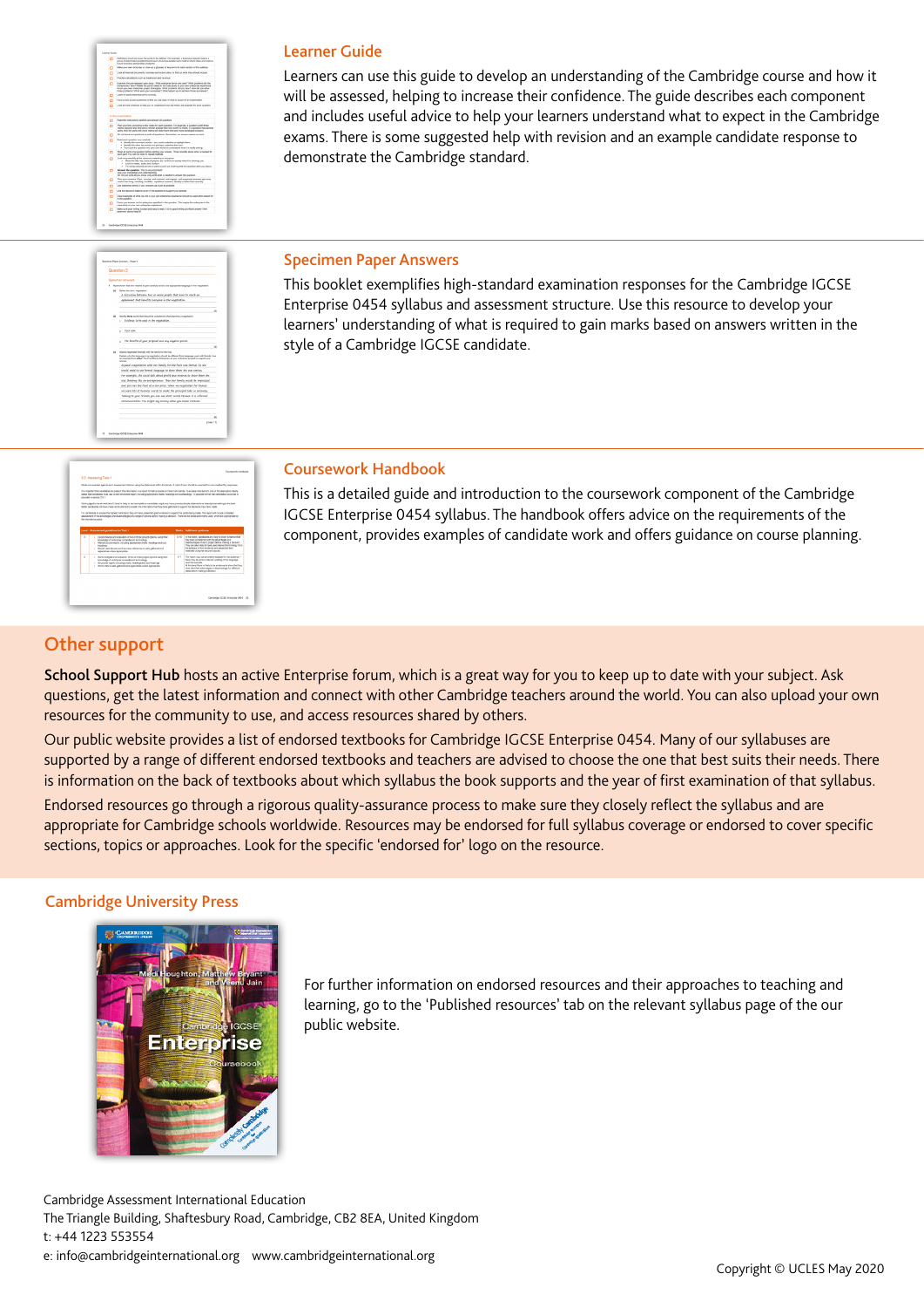## Learner Guide

Learners can use this guide to develop an understanding of the Cambridge course and how it will be assessed, helping to increase their confidence. The guide describes each component and includes useful advice to help your learners understand what to expect in the Cambridge exams. There is some suggested help with revision and an example candidate response to demonstrate the Cambridge standard.

## Specimen Paper Answers

This booklet exemplifies high-standard examination responses for the Cambridge IGCSE Enterprise 0454 syllabus and assessment structure. Use this resource to develop your learners' understanding of what is required to gain marks based on answers written in the style of a Cambridge IGCSE candidate.

## Coursework Handbook

This is a detailed guide and introduction to the coursework component of the Cambridge IGCSE Enterprise 0454 syllabus. The handbook offers advice on the requirements of the component, provides examples of candidate work and offers guidance on course planning.

## Other support

**School Support Hub** hosts an active Enterprise forum, which is a great way for you to keep up to date with your subject. Ask questions, get the latest information and connect with other Cambridge teachers around the world. You can also upload your own resources for the community to use, and access resources shared by others.

Our public website provides a list of endorsed textbooks for Cambridge IGCSE Enterprise 0454. Many of our syllabuses are supported by a range of different endorsed textbooks and teachers are advised to choose the one that best suits their needs. There is information on the back of textbooks about which syllabus the book supports and the year of first examination of that syllabus.

Endorsed resources go through a rigorous quality-assurance process to make sure they closely reflect the syllabus and are appropriate for Cambridge schools worldwide. Resources may be endorsed for full syllabus coverage or endorsed to cover specific sections, topics or approaches. Look for the specific 'endorsed for' logo on the resource.

### Cambridge University Press

For further information on endorsed resources and their approaches to teaching and learning, go to the 'Published resources' tab on the relevant syllabus page of the our public website.

Cambridge Assessment International Education
The Triangle Building, Shaftesbury Road, Cambridge, CB2 8EA, United Kingdom
t: +44 1223 553554
e: info@cambridgeinternational.org www.cambridgeinternational.org

Copyright © UCLES May 2020